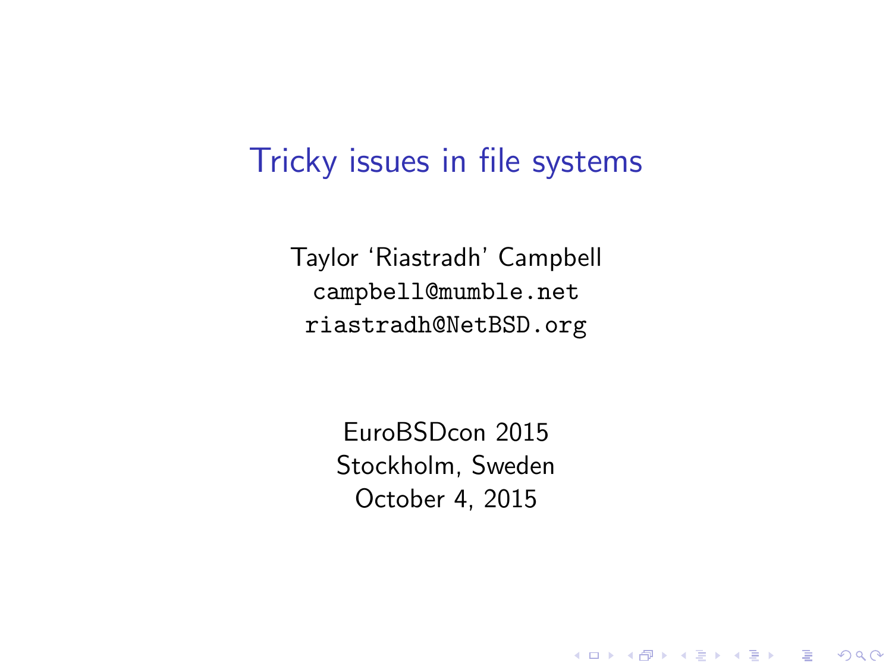# Tricky issues in file systems

Taylor 'Riastradh' Campbell
`campbell@mumble.net`
`riastradh@NetBSD.org`

EuroBSDcon 2015
Stockholm, Sweden
October 4, 2015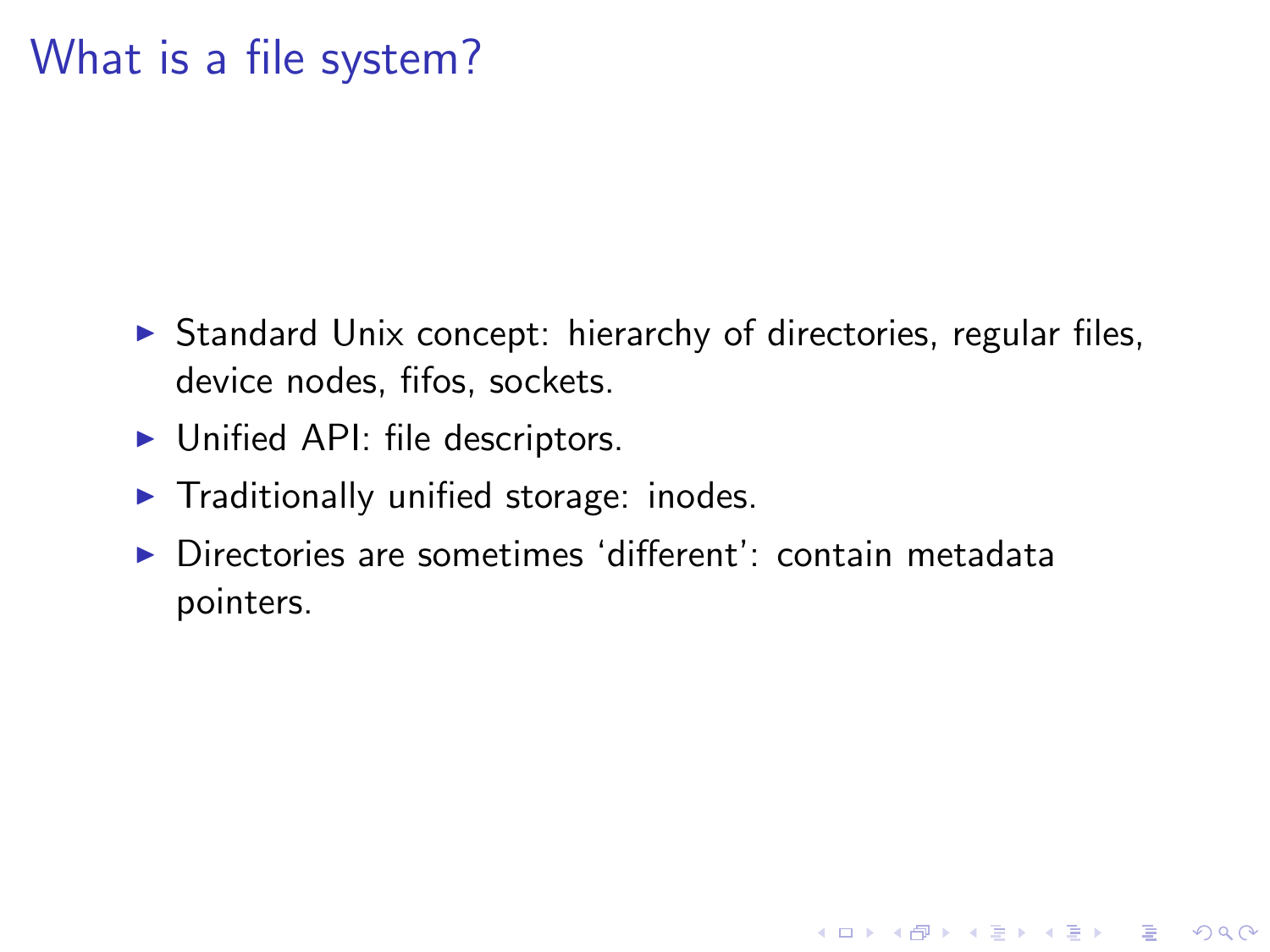# What is a file system?

- Standard Unix concept: hierarchy of directories, regular files, device nodes, fifos, sockets.
- Unified API: file descriptors.
- Traditionally unified storage: inodes.
- Directories are sometimes ‘different’: contain metadata pointers.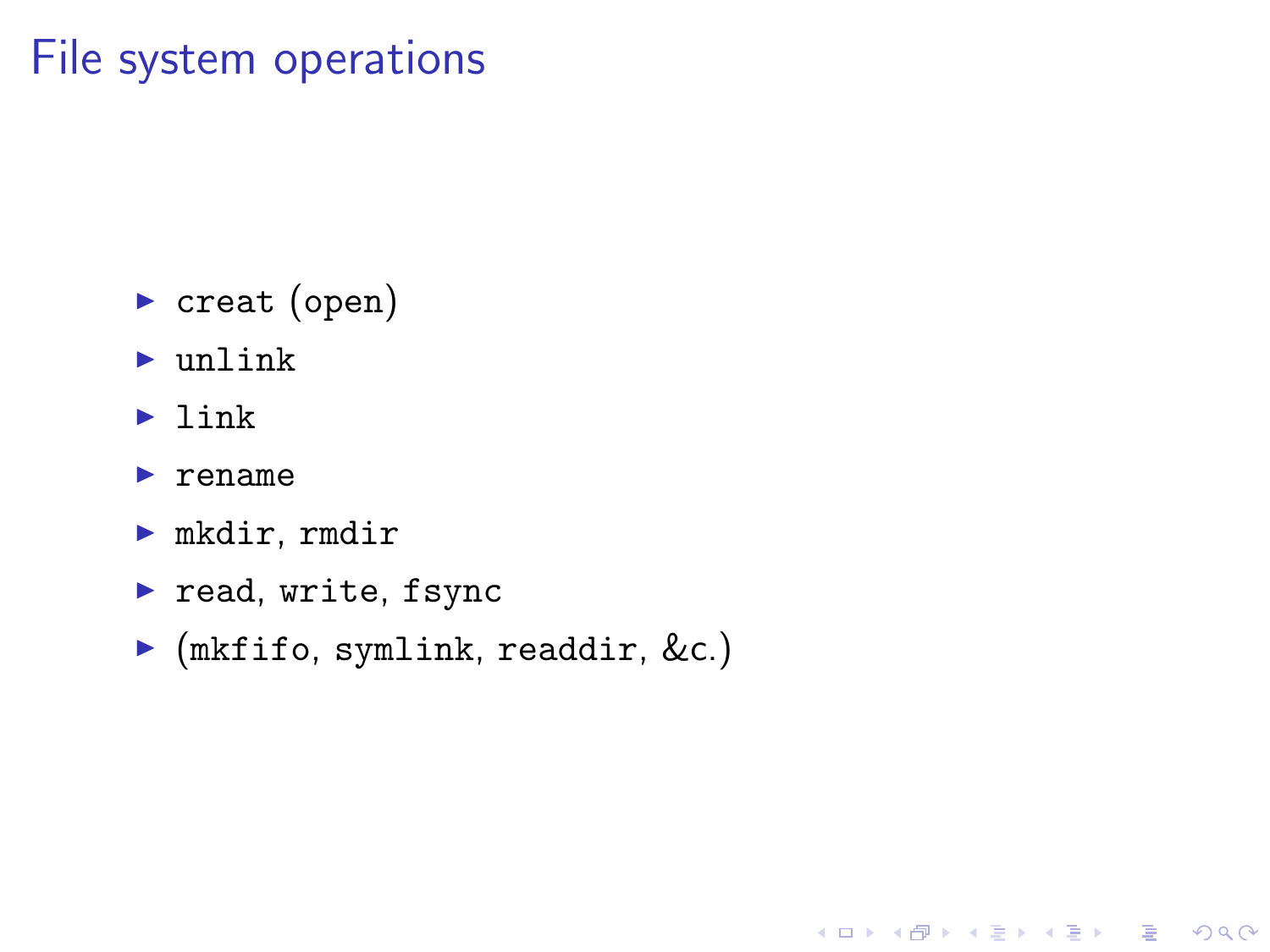# File system operations

- `creat` (`open`)
- `unlink`
- `link`
- `rename`
- `mkdir`, `rmdir`
- `read`, `write`, `fsync`
- (`mkfifo`, `symlink`, `readdir`, &c.)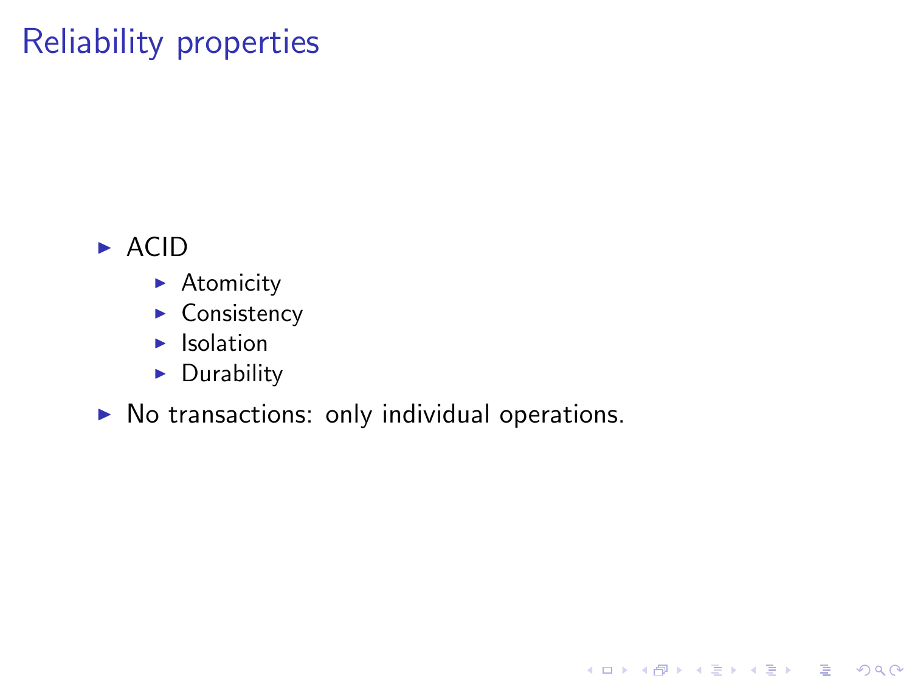# Reliability properties

- ACID
  - Atomicity
  - Consistency
  - Isolation
  - Durability
- No transactions: only individual operations.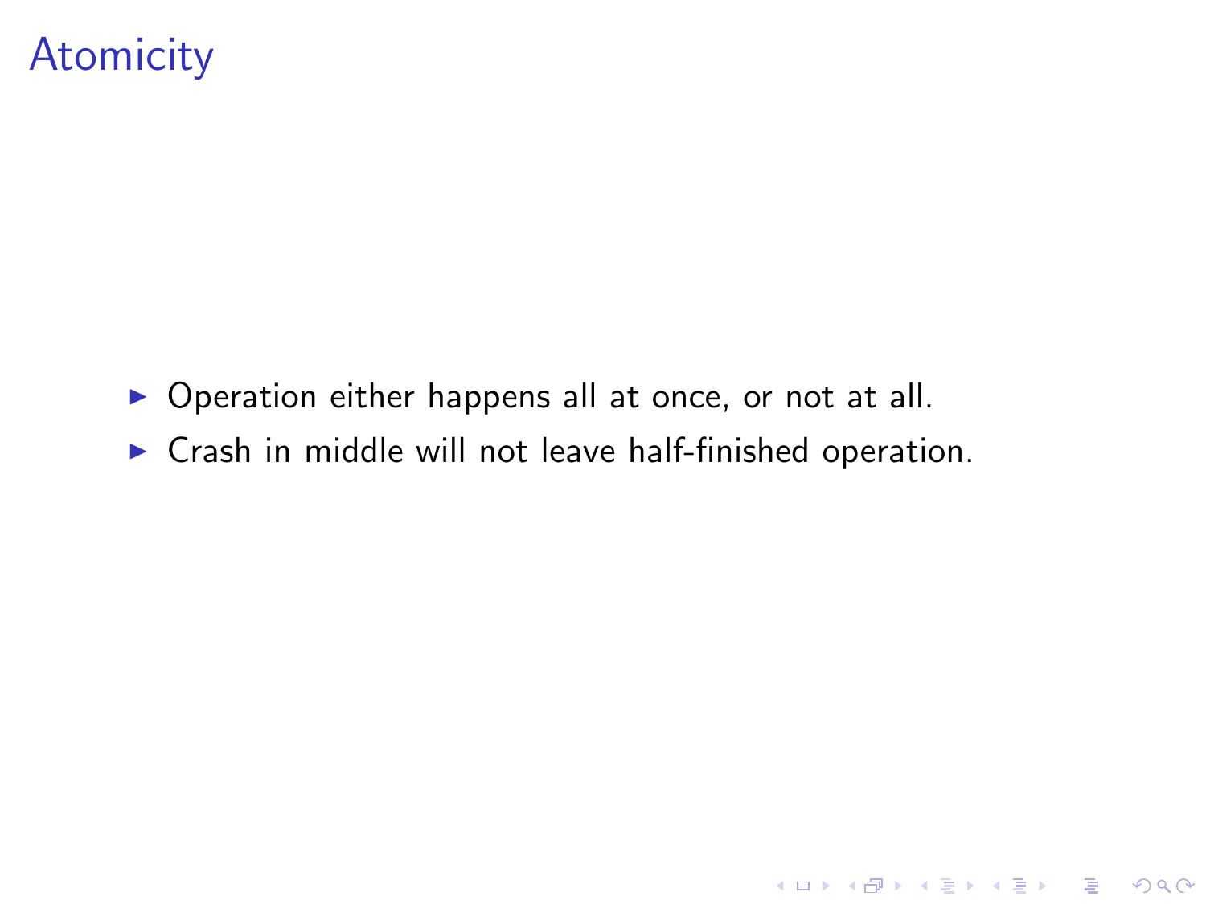# Atomicity

- Operation either happens all at once, or not at all.
- Crash in middle will not leave half-finished operation.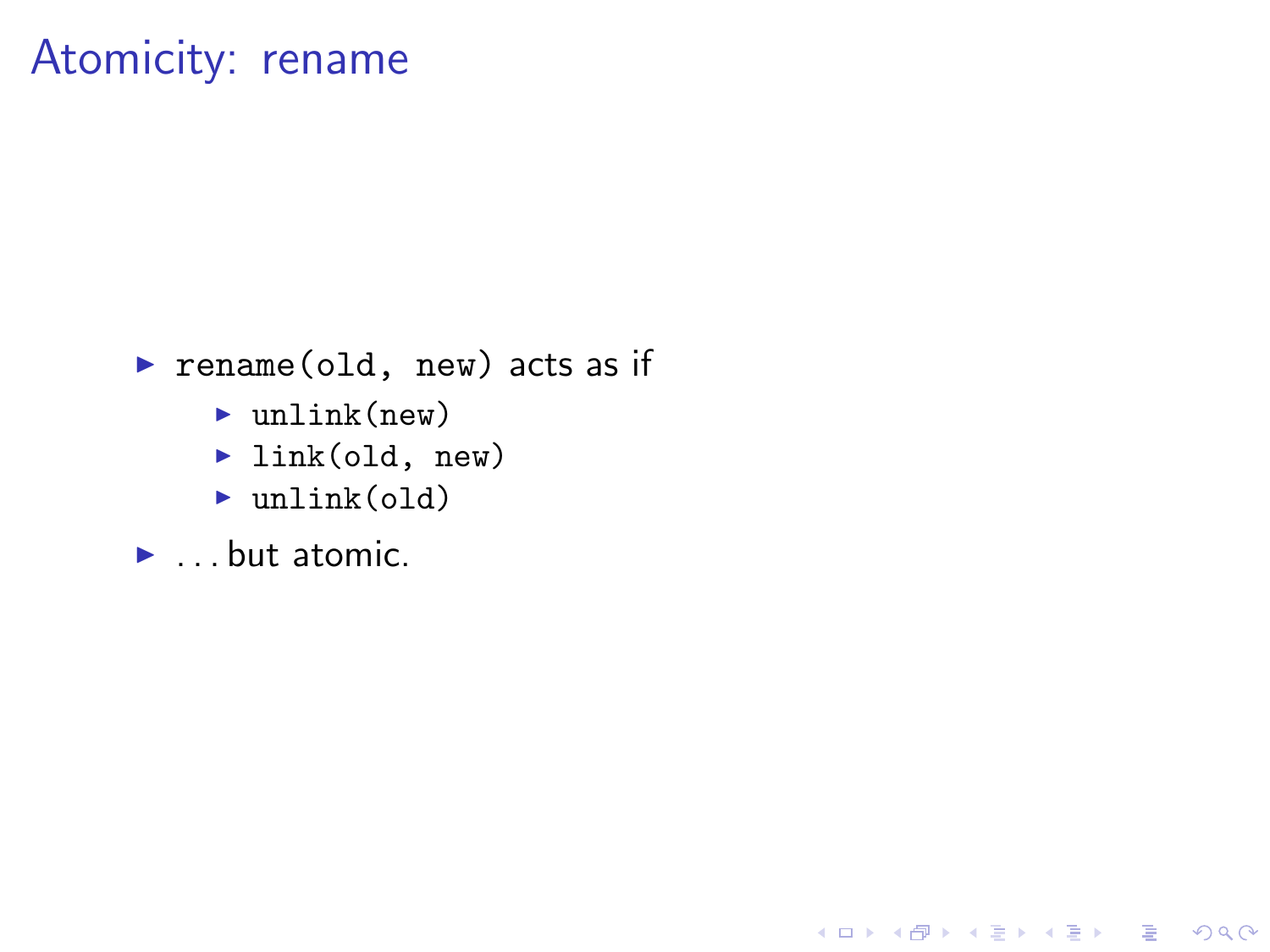# Atomicity: rename

- `rename(old, new)` acts as if
  - `unlink(new)`
  - `link(old, new)`
  - `unlink(old)`
- . . . but atomic.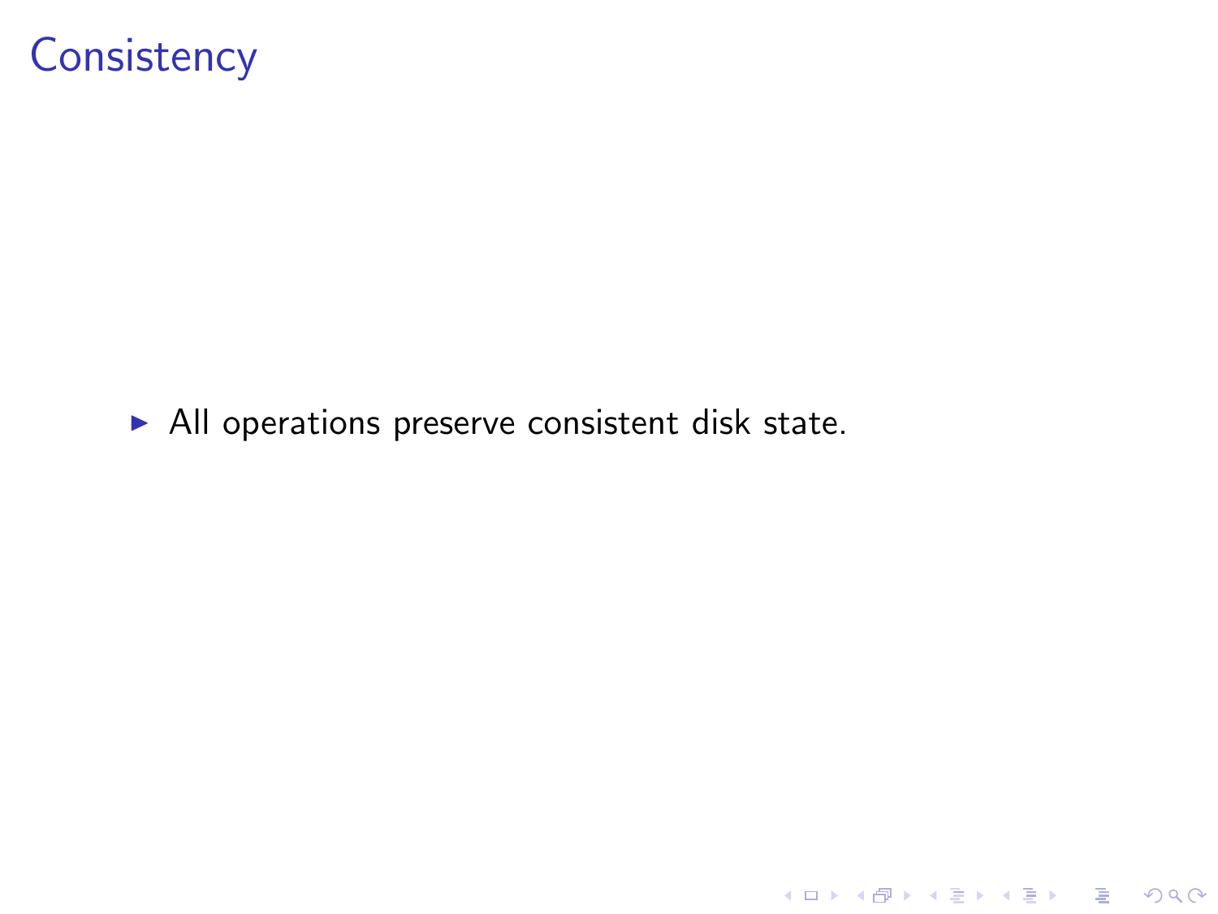# Consistency

- All operations preserve consistent disk state.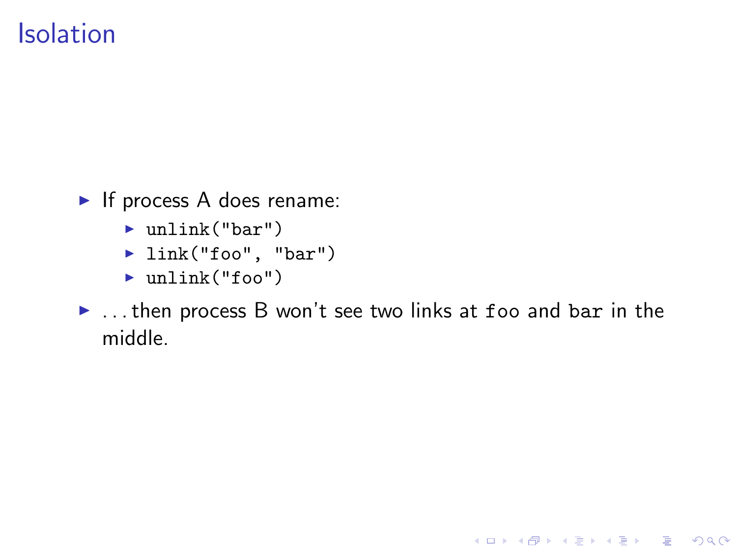# Isolation

- If process A does rename:
  - `unlink("bar")`
  - `link("foo", "bar")`
  - `unlink("foo")`
- . . . then process B won't see two links at `foo` and `bar` in the middle.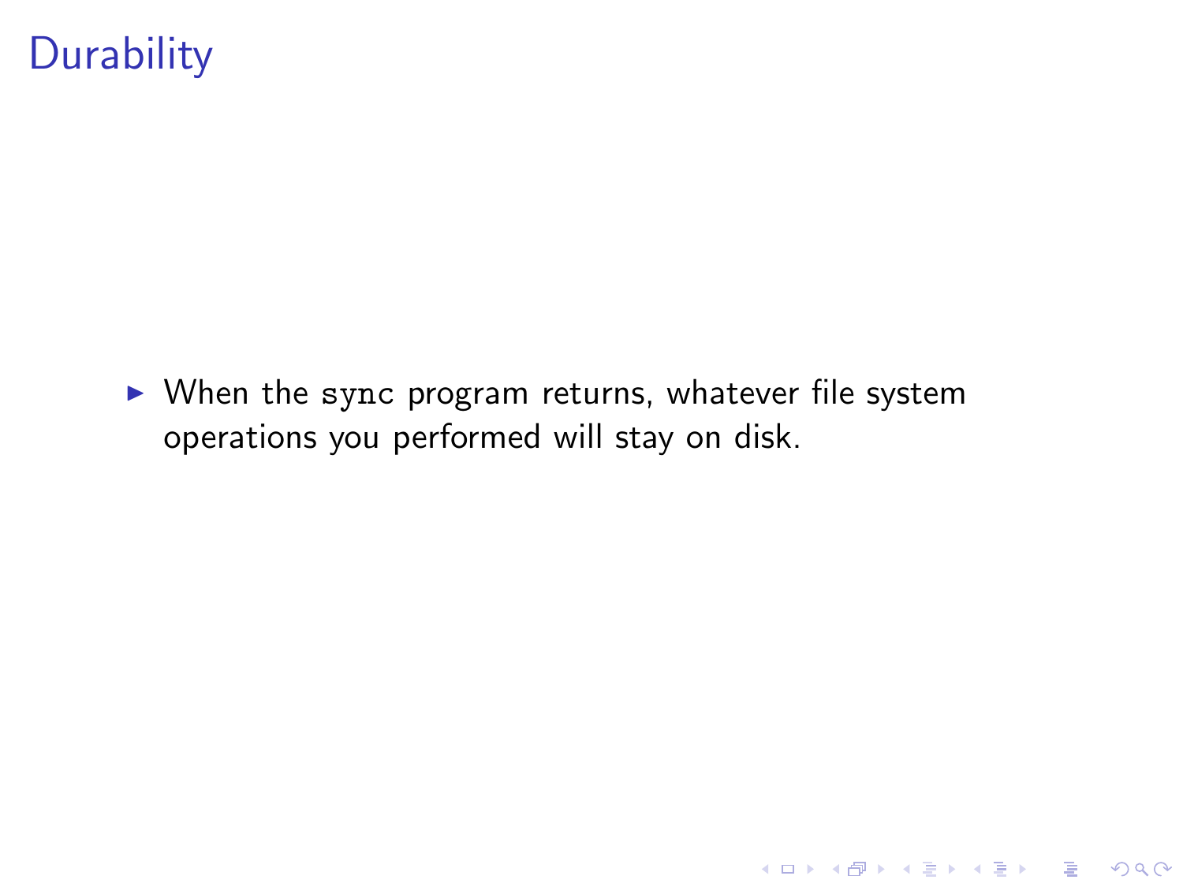# Durability

- When the `sync` program returns, whatever file system operations you performed will stay on disk.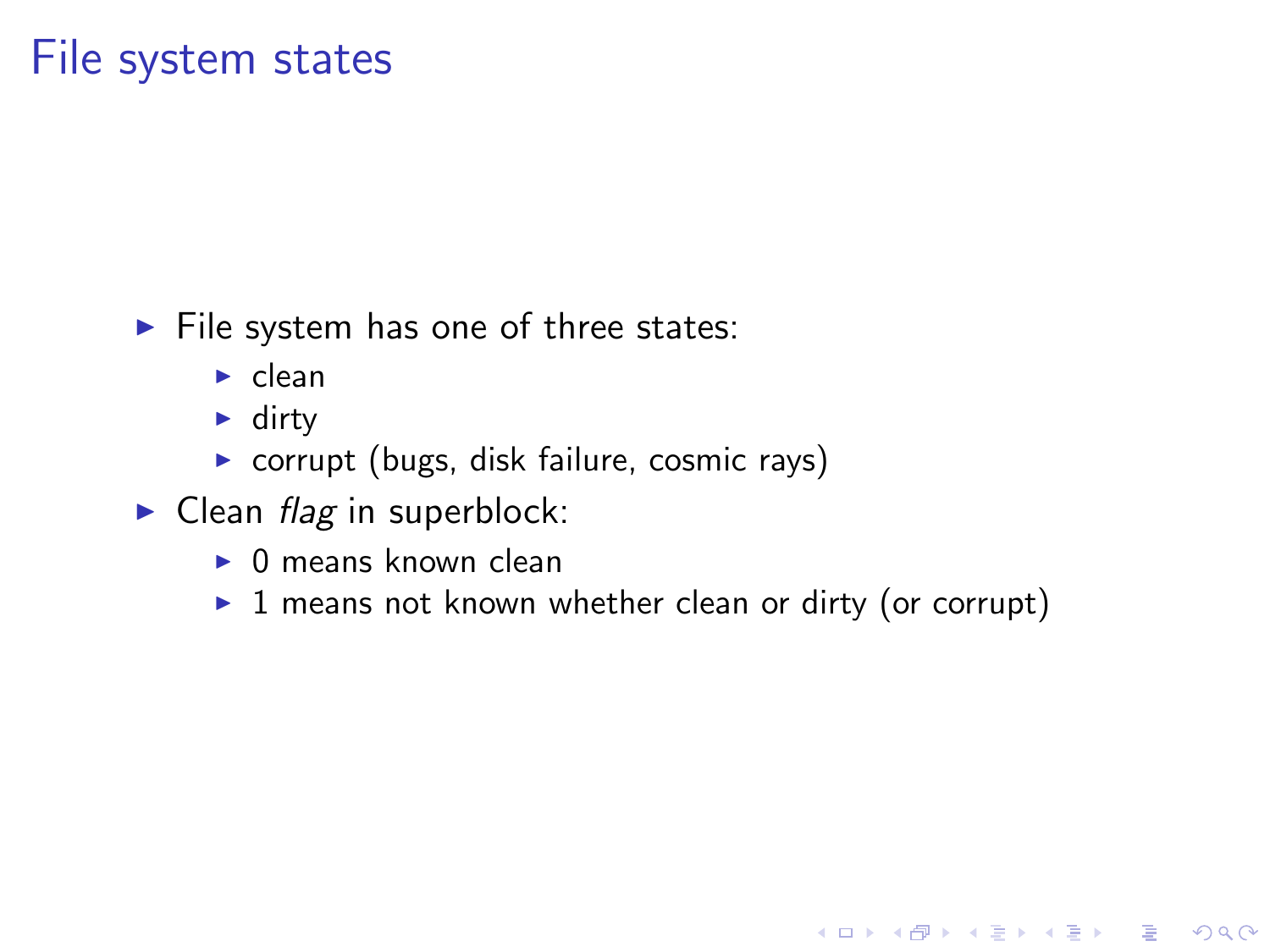# File system states

- File system has one of three states:
  - clean
  - dirty
  - corrupt (bugs, disk failure, cosmic rays)
- Clean *flag* in superblock:
  - 0 means known clean
  - 1 means not known whether clean or dirty (or corrupt)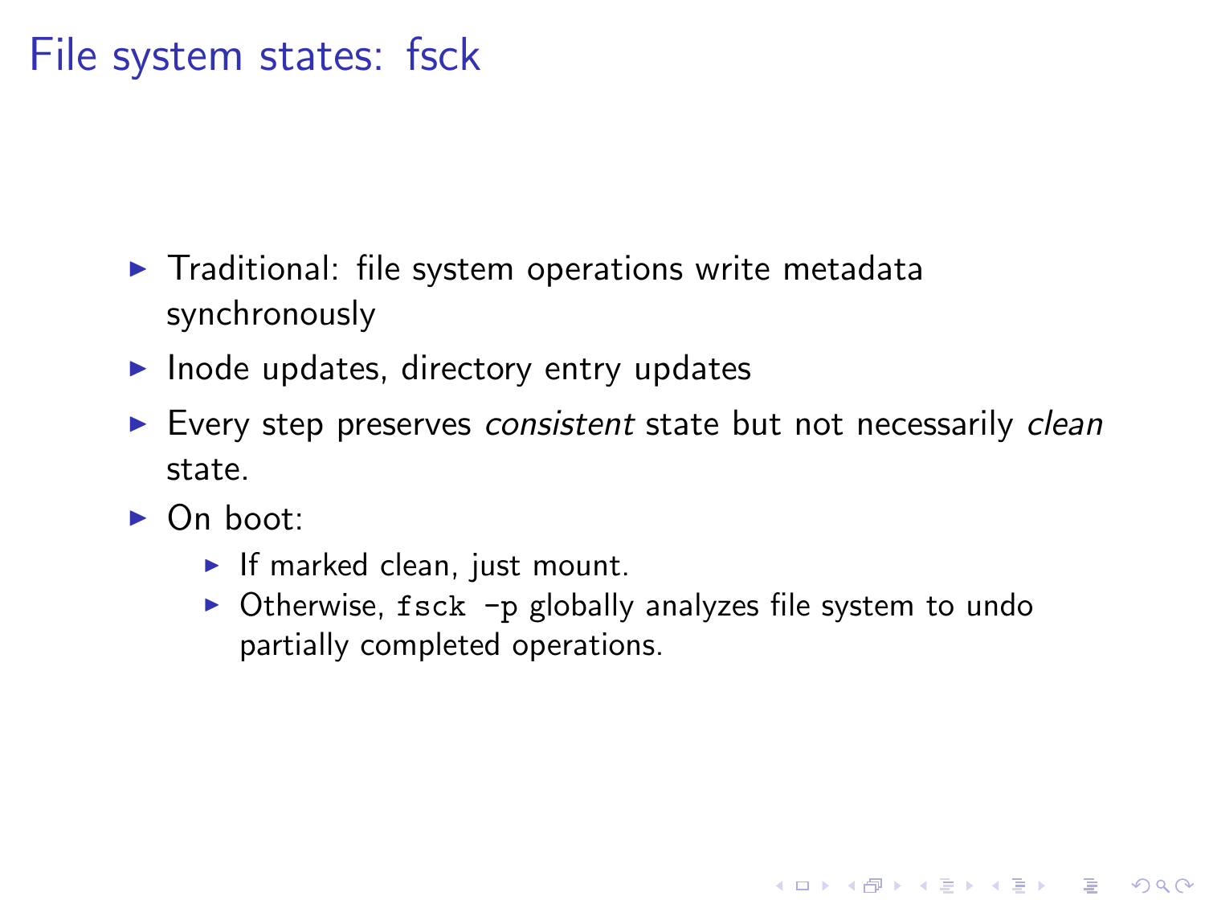# File system states: fsck

- Traditional: file system operations write metadata synchronously
- Inode updates, directory entry updates
- Every step preserves *consistent* state but not necessarily *clean* state.
- On boot:
  - If marked clean, just mount.
  - Otherwise, `fsck -p` globally analyzes file system to undo partially completed operations.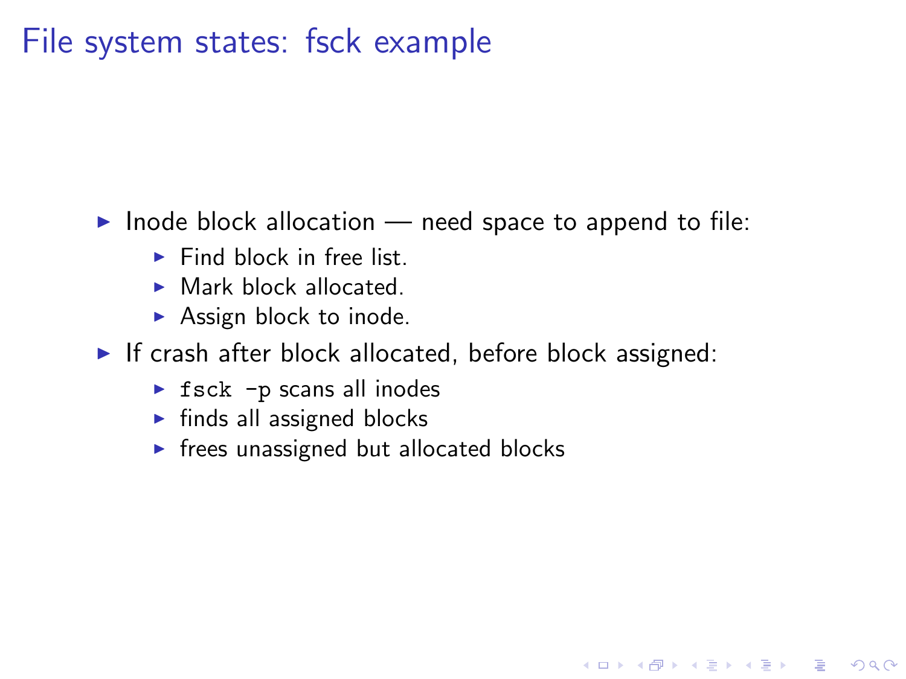# File system states: fsck example

- Inode block allocation — need space to append to file:
  - Find block in free list.
  - Mark block allocated.
  - Assign block to inode.
- If crash after block allocated, before block assigned:
  - `fsck -p` scans all inodes
  - finds all assigned blocks
  - frees unassigned but allocated blocks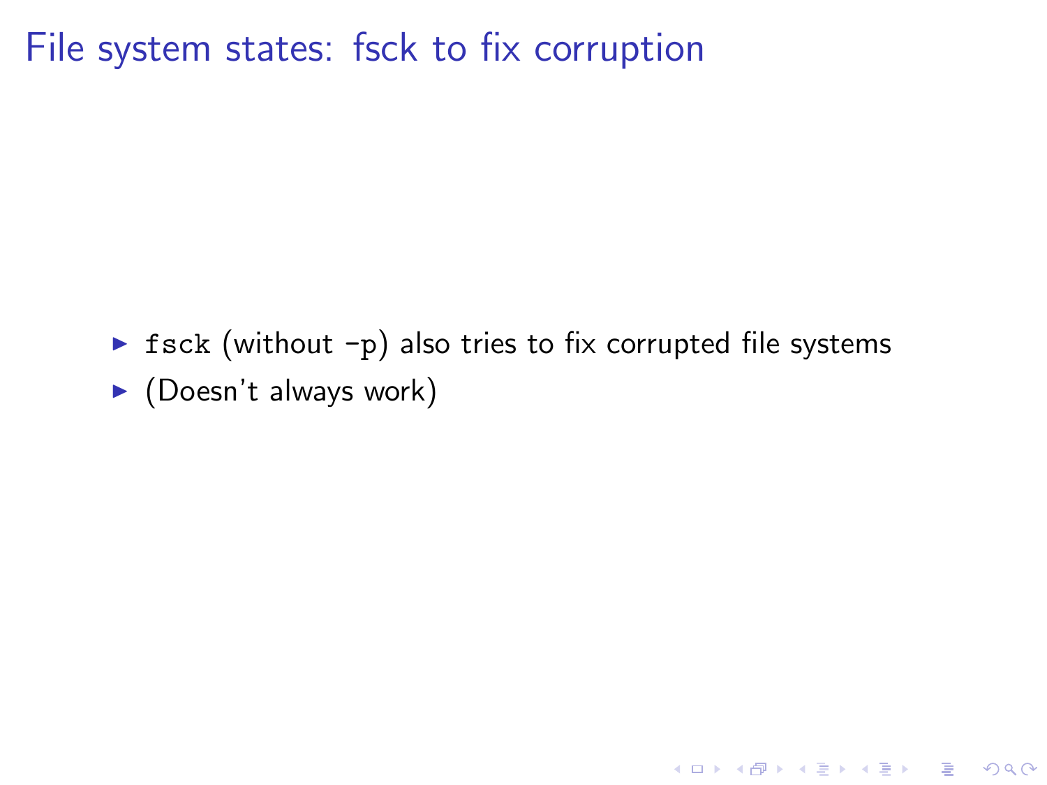# File system states: fsck to fix corruption

- `fsck` (without `-p`) also tries to fix corrupted file systems
- (Doesn't always work)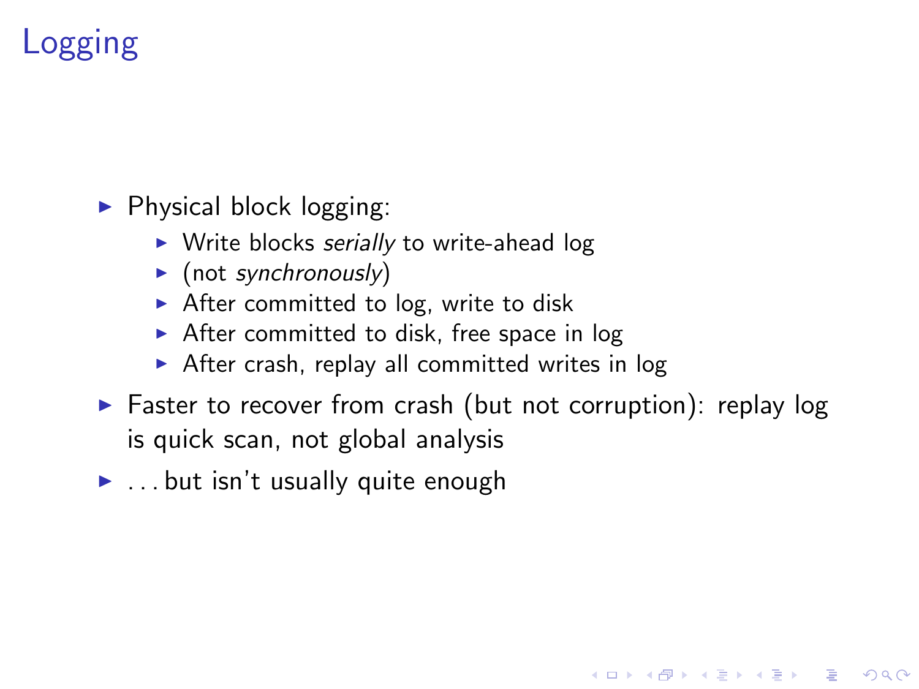# Logging

- Physical block logging:
  - Write blocks *serially* to write-ahead log
  - (not *synchronously*)
  - After committed to log, write to disk
  - After committed to disk, free space in log
  - After crash, replay all committed writes in log
- Faster to recover from crash (but not corruption): replay log is quick scan, not global analysis
- . . . but isn't usually quite enough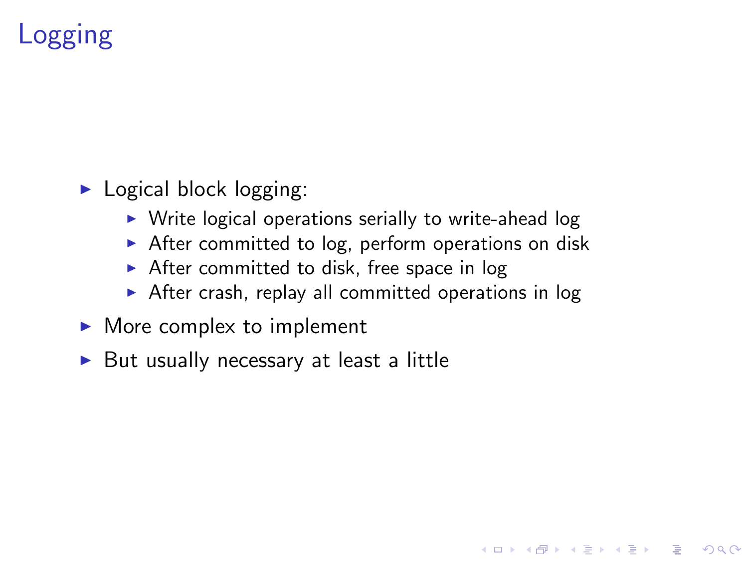# Logging

- Logical block logging:
  - Write logical operations serially to write-ahead log
  - After committed to log, perform operations on disk
  - After committed to disk, free space in log
  - After crash, replay all committed operations in log
- More complex to implement
- But usually necessary at least a little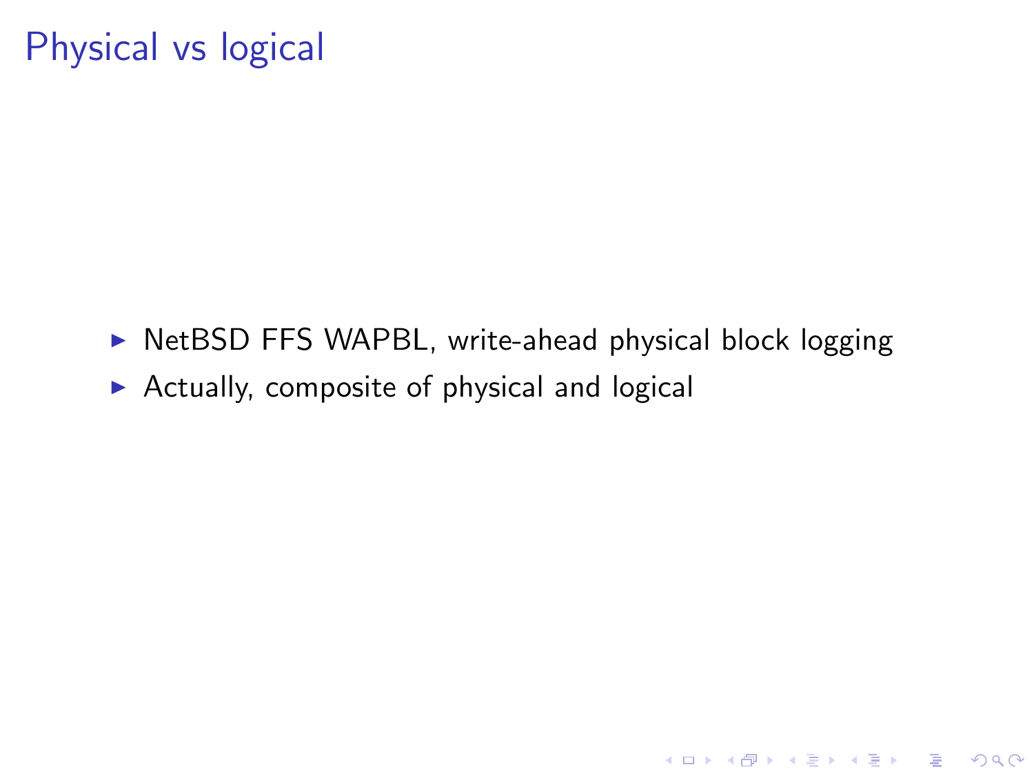# Physical vs logical

- NetBSD FFS WAPBL, write-ahead physical block logging
- Actually, composite of physical and logical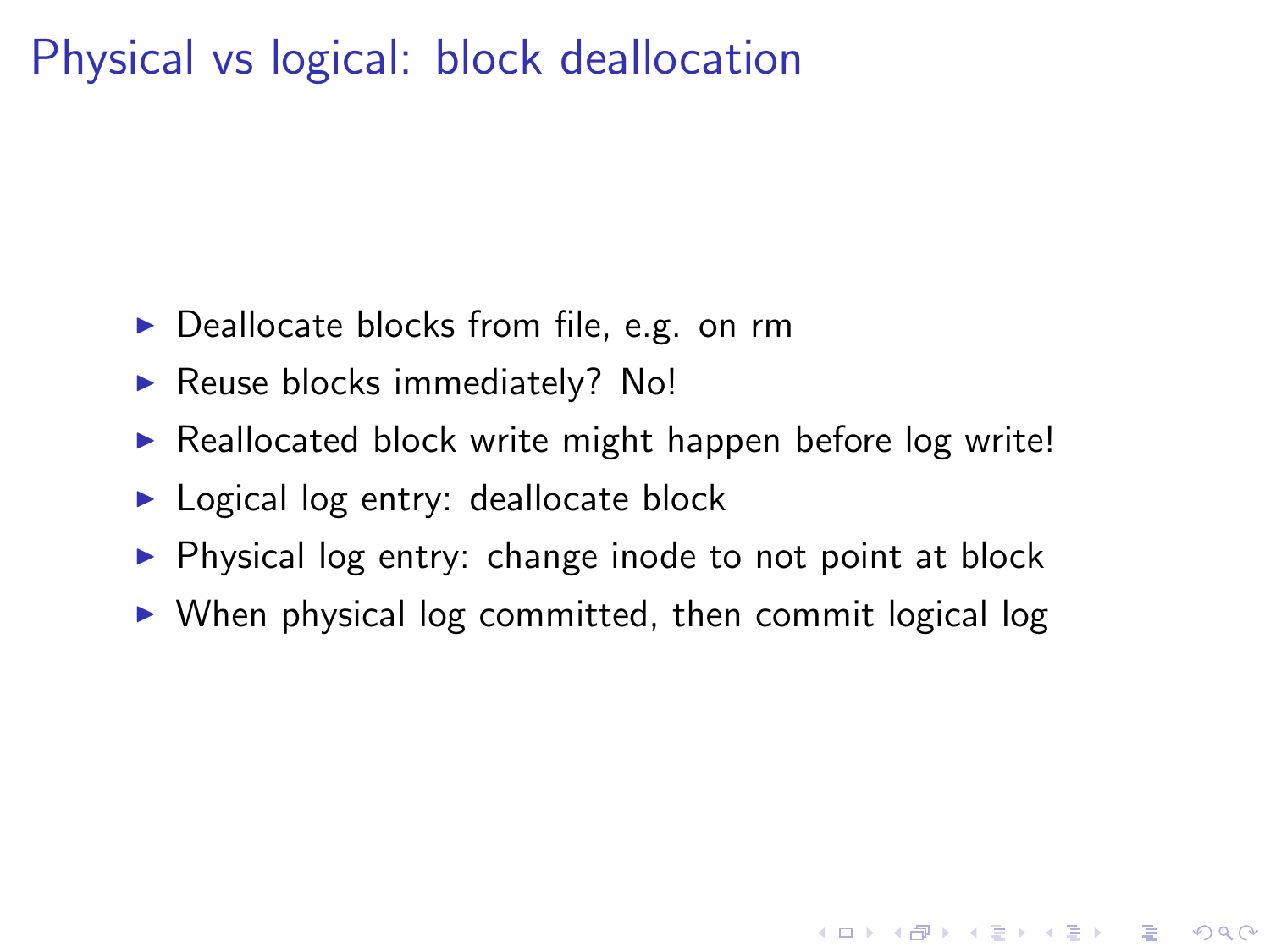# Physical vs logical: block deallocation

- Deallocate blocks from file, e.g. on rm
- Reuse blocks immediately? No!
- Reallocated block write might happen before log write!
- Logical log entry: deallocate block
- Physical log entry: change inode to not point at block
- When physical log committed, then commit logical log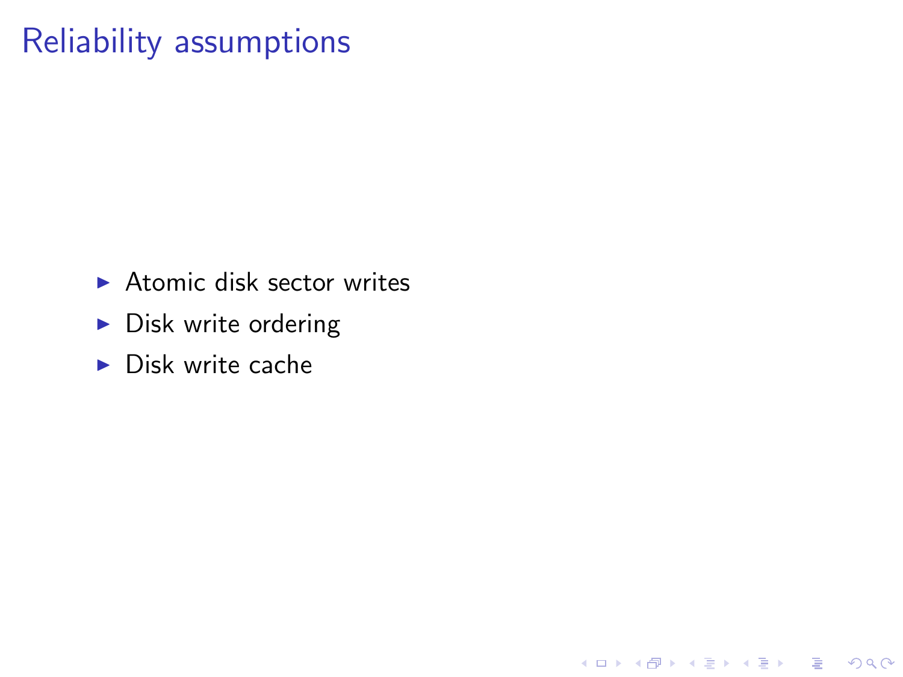# Reliability assumptions

- Atomic disk sector writes
- Disk write ordering
- Disk write cache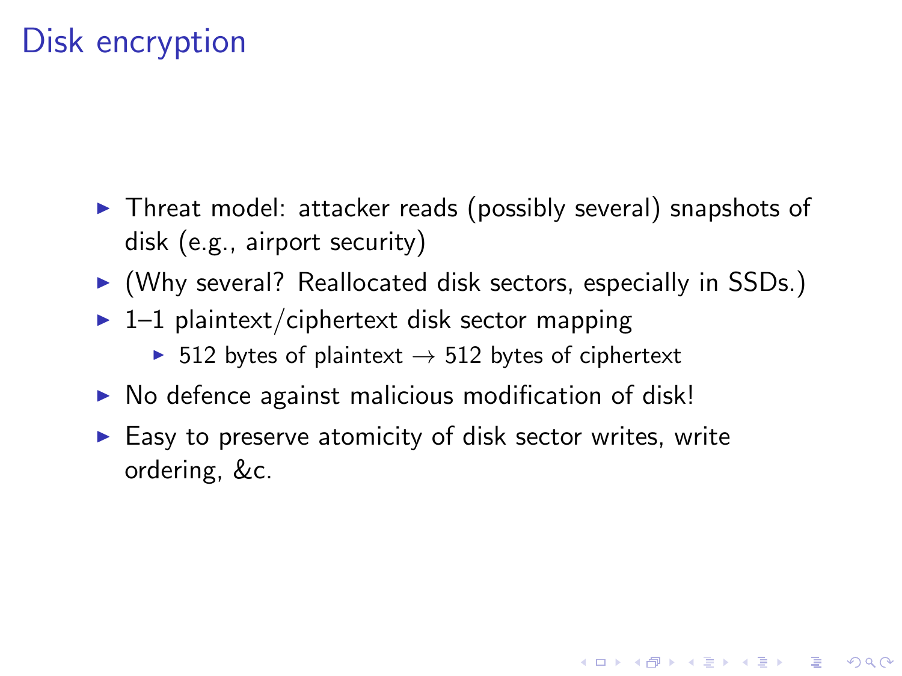# Disk encryption

- Threat model: attacker reads (possibly several) snapshots of disk (e.g., airport security)
- (Why several? Reallocated disk sectors, especially in SSDs.)
- 1–1 plaintext/ciphertext disk sector mapping
  - 512 bytes of plaintext $\rightarrow$ 512 bytes of ciphertext
- No defence against malicious modification of disk!
- Easy to preserve atomicity of disk sector writes, write ordering, &c.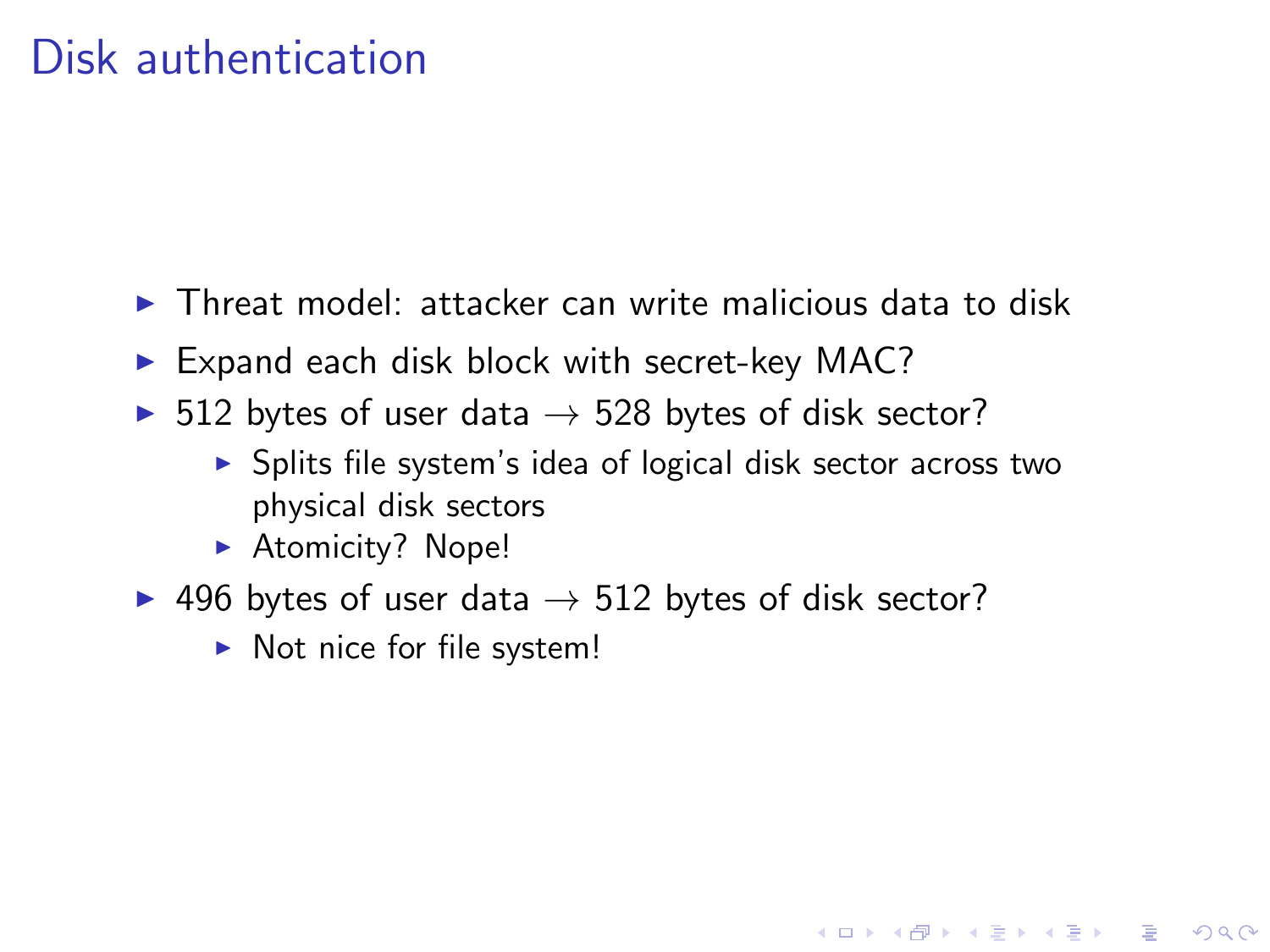# Disk authentication

- Threat model: attacker can write malicious data to disk
- Expand each disk block with secret-key MAC?
- 512 bytes of user data $\rightarrow$ 528 bytes of disk sector?
  - Splits file system's idea of logical disk sector across two physical disk sectors
  - Atomicity? Nope!
- 496 bytes of user data $\rightarrow$ 512 bytes of disk sector?
  - Not nice for file system!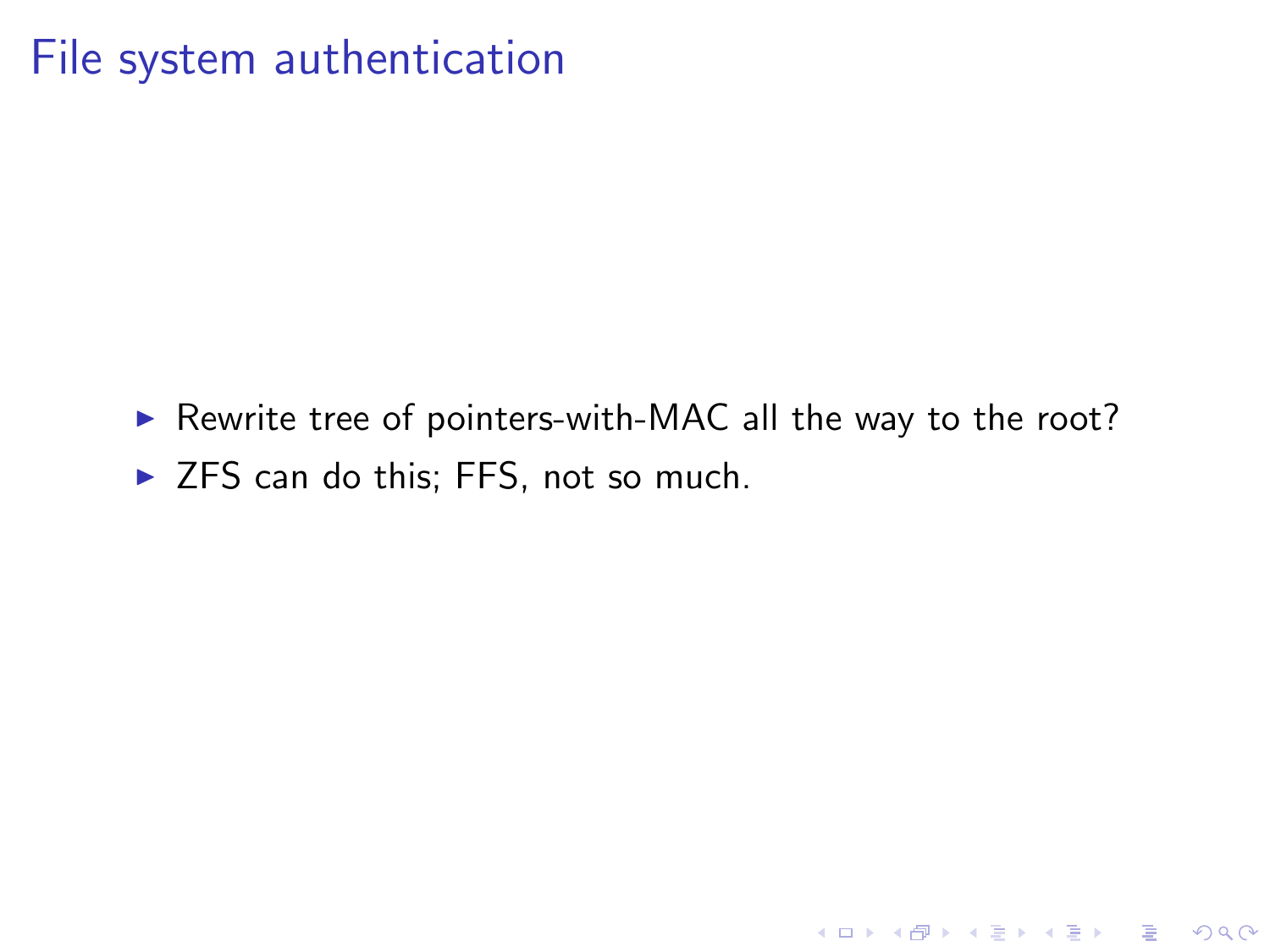# File system authentication

- Rewrite tree of pointers-with-MAC all the way to the root?
- ZFS can do this; FFS, not so much.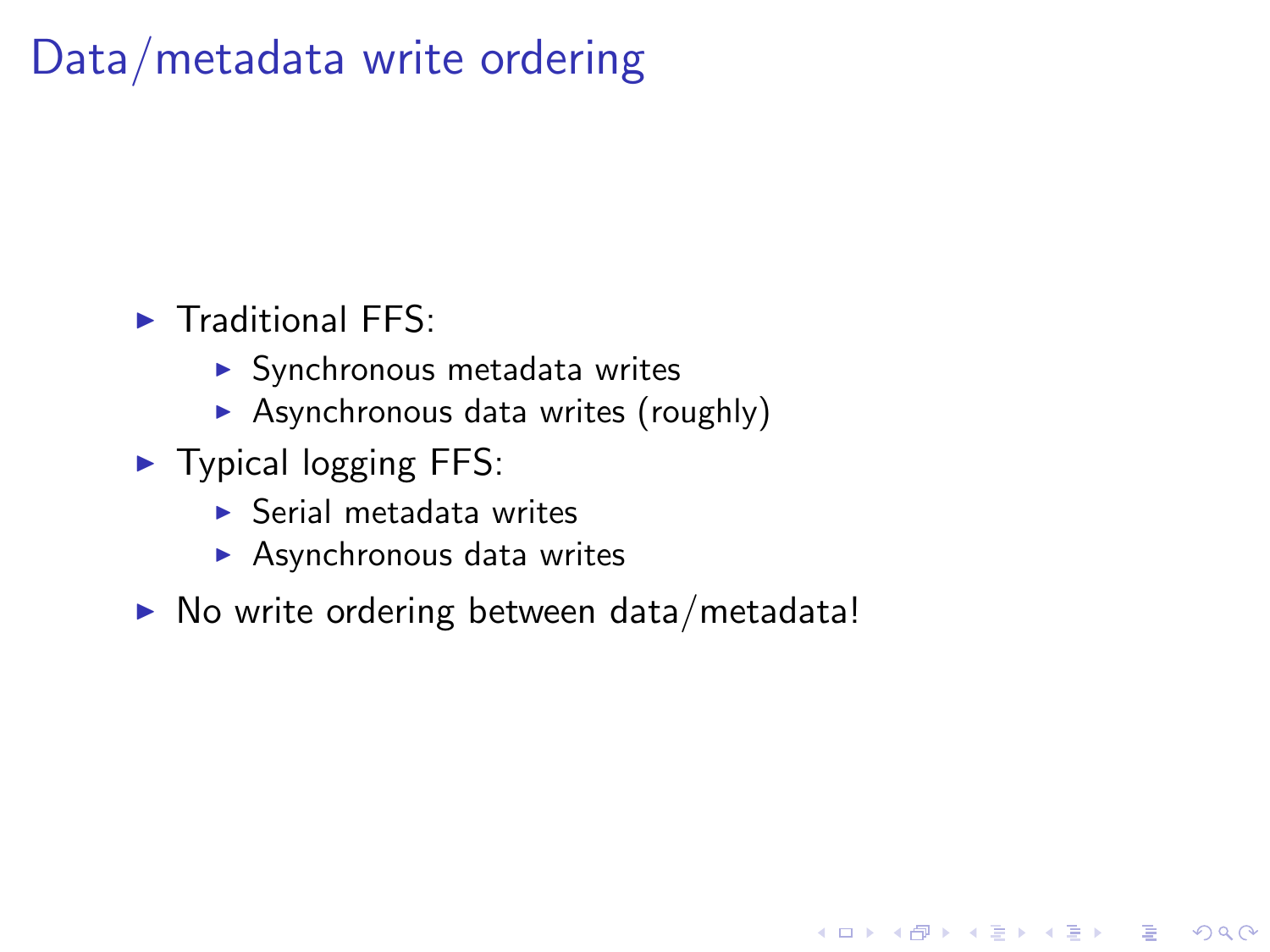# Data/metadata write ordering

- Traditional FFS:
  - Synchronous metadata writes
  - Asynchronous data writes (roughly)
- Typical logging FFS:
  - Serial metadata writes
  - Asynchronous data writes
- No write ordering between data/metadata!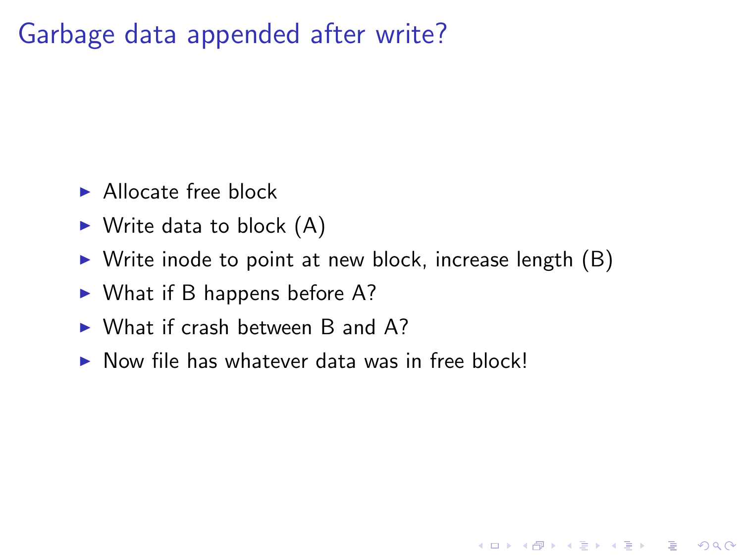# Garbage data appended after write?

- Allocate free block
- Write data to block (A)
- Write inode to point at new block, increase length (B)
- What if B happens before A?
- What if crash between B and A?
- Now file has whatever data was in free block!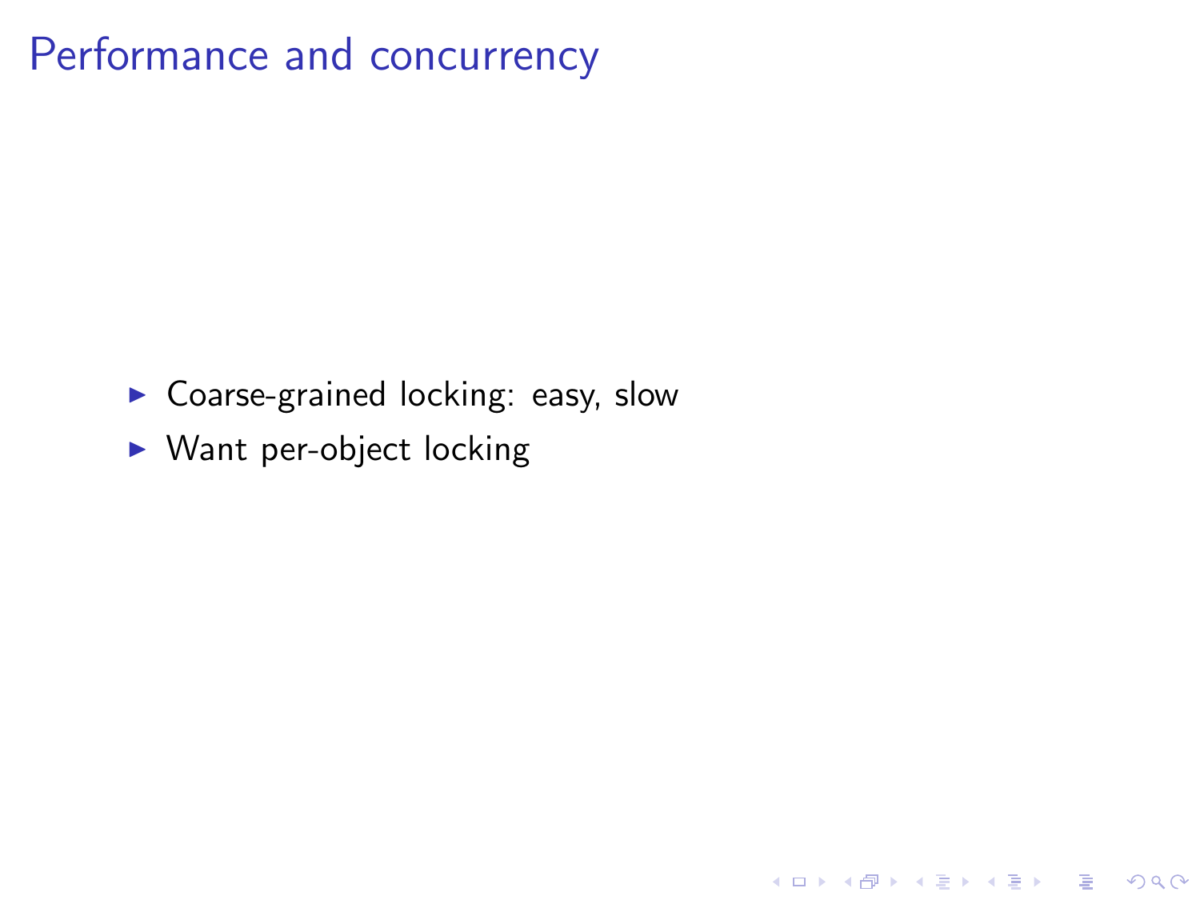# Performance and concurrency

- Coarse-grained locking: easy, slow
- Want per-object locking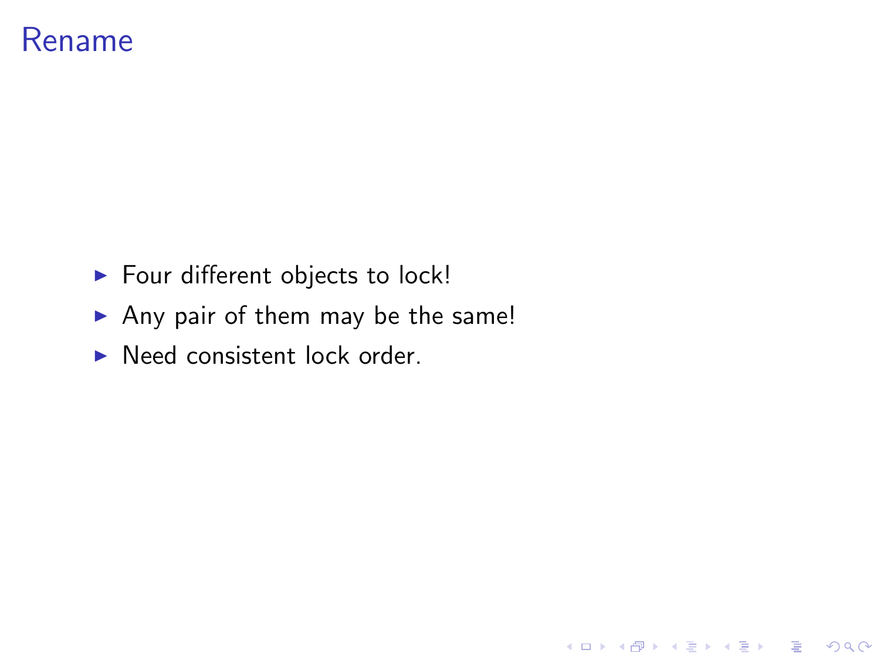# Rename

- Four different objects to lock!
- Any pair of them may be the same!
- Need consistent lock order.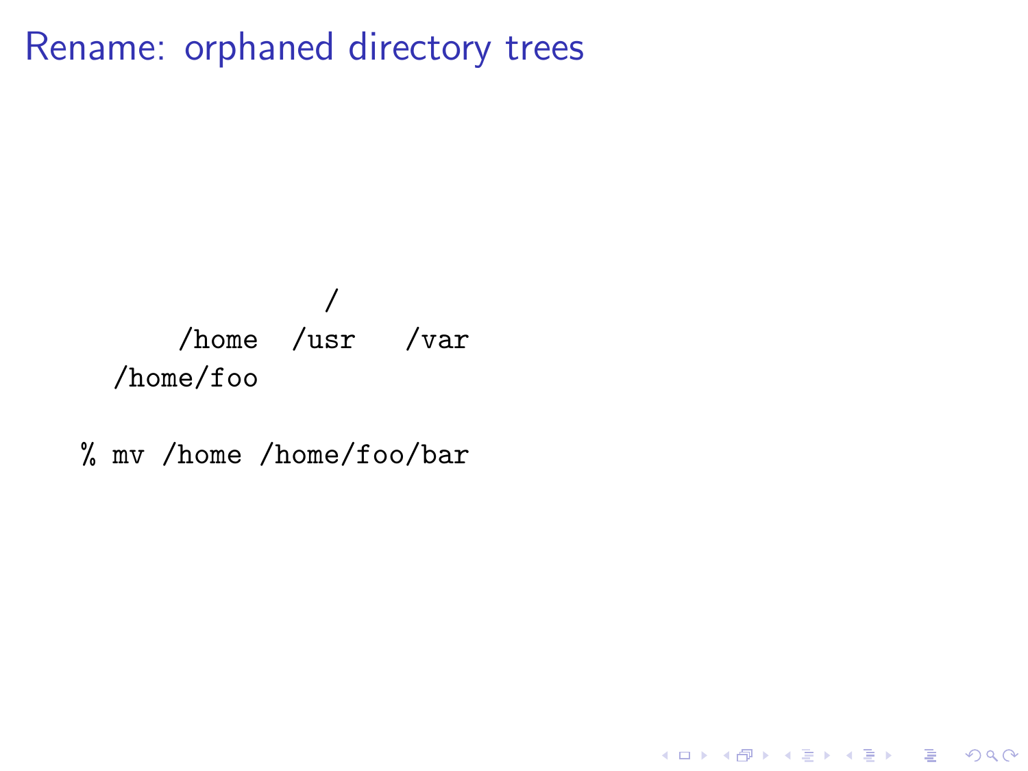# Rename: orphaned directory trees

```
                /
    /home   /usr    /var
/home/foo

% mv /home /home/foo/bar
```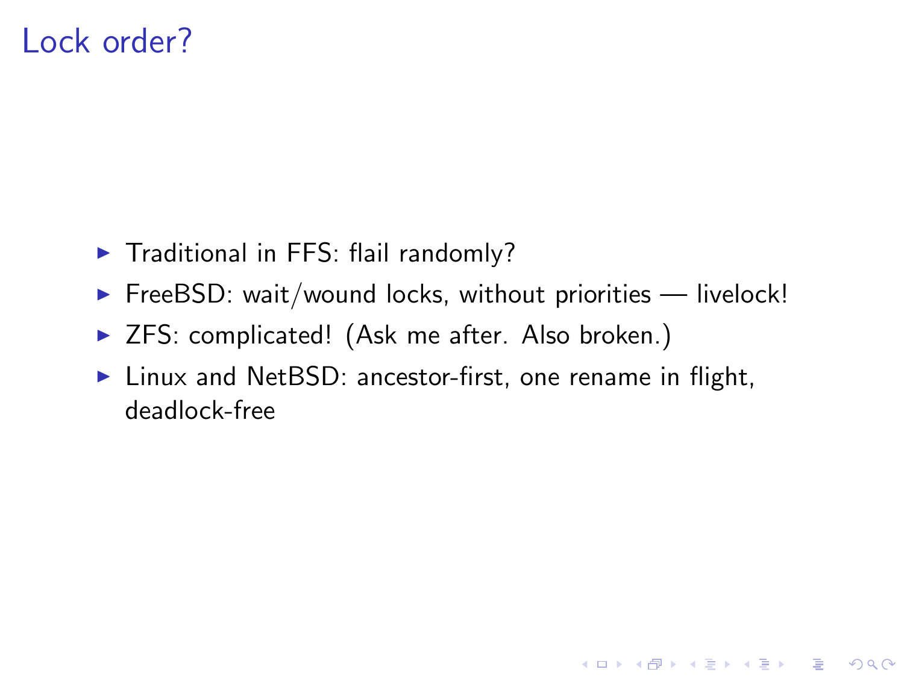# Lock order?

- Traditional in FFS: flail randomly?
- FreeBSD: wait/wound locks, without priorities — livelock!
- ZFS: complicated! (Ask me after. Also broken.)
- Linux and NetBSD: ancestor-first, one rename in flight, deadlock-free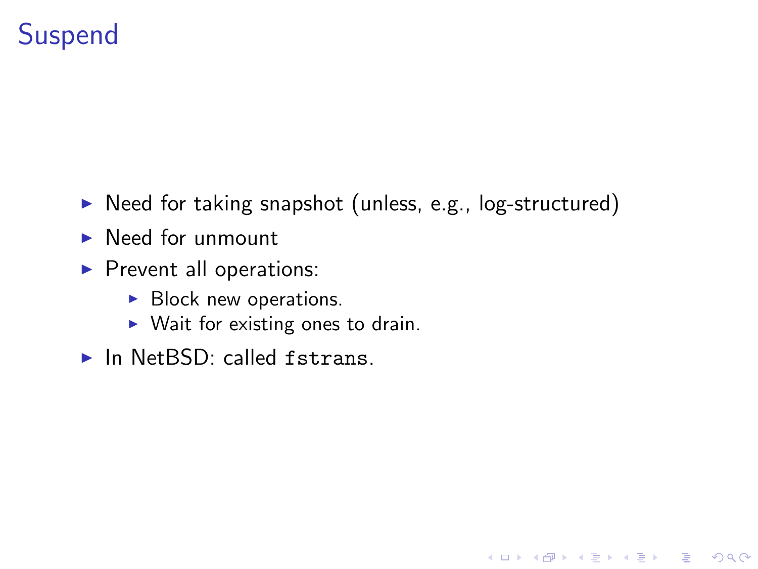# Suspend

- Need for taking snapshot (unless, e.g., log-structured)
- Need for unmount
- Prevent all operations:
  - Block new operations.
  - Wait for existing ones to drain.
- In NetBSD: called `fstrans`.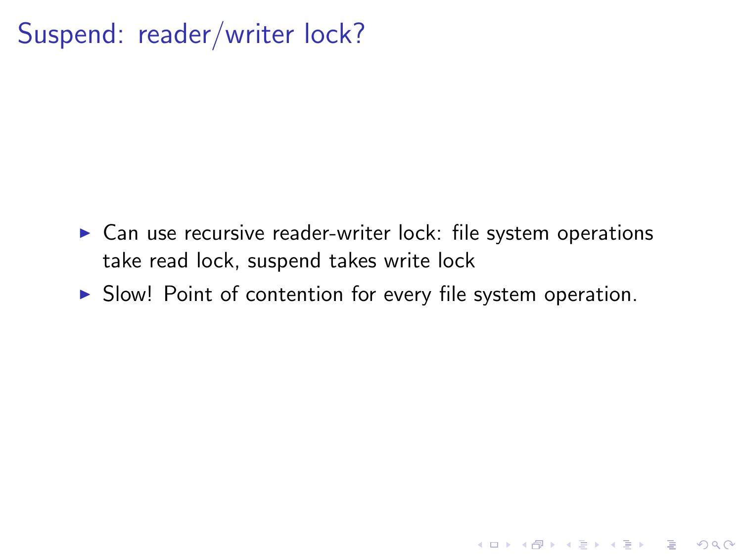# Suspend: reader/writer lock?

- Can use recursive reader-writer lock: file system operations take read lock, suspend takes write lock
- Slow! Point of contention for every file system operation.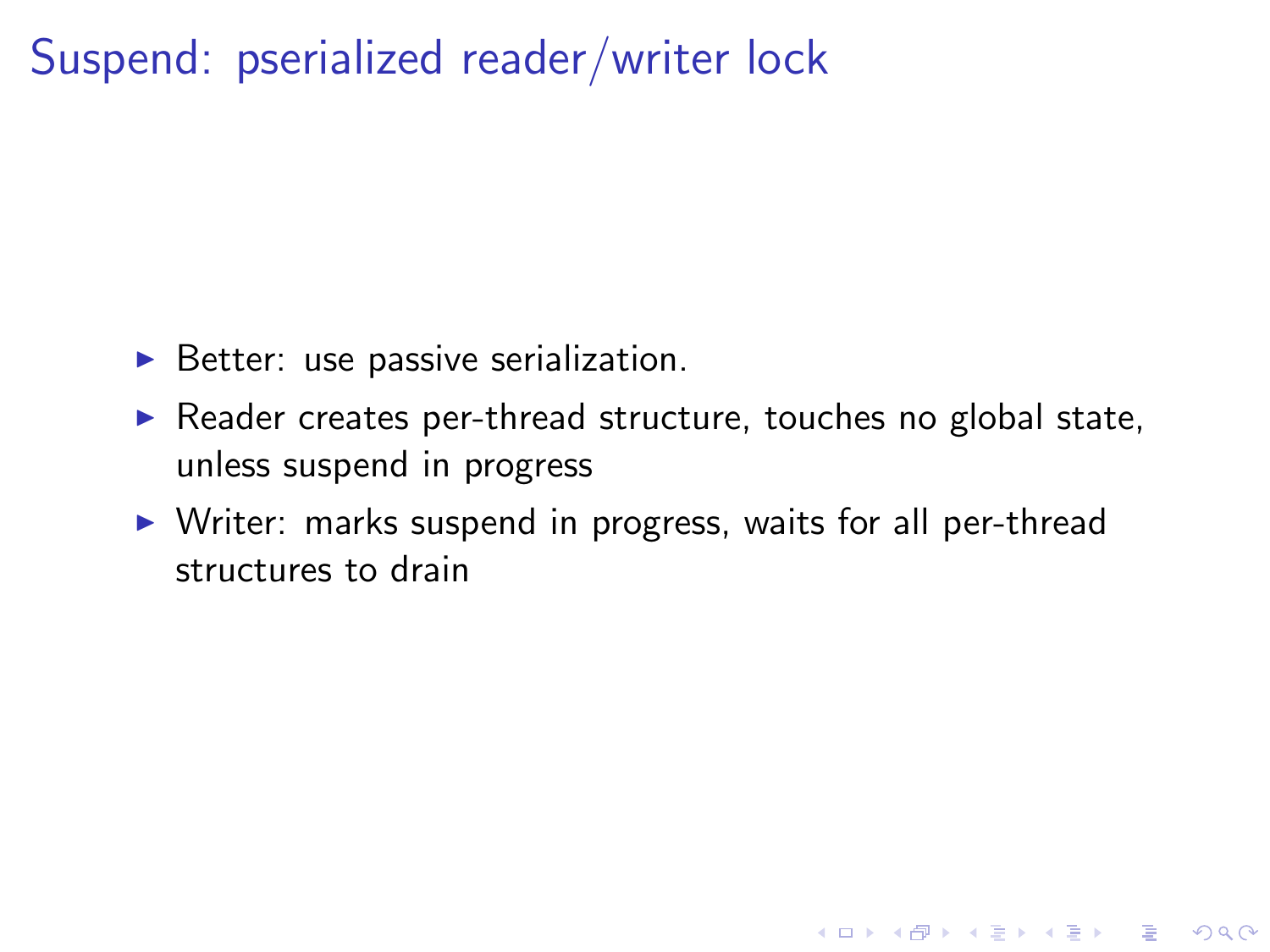# Suspend: pserialized reader/writer lock

- Better: use passive serialization.
- Reader creates per-thread structure, touches no global state, unless suspend in progress
- Writer: marks suspend in progress, waits for all per-thread structures to drain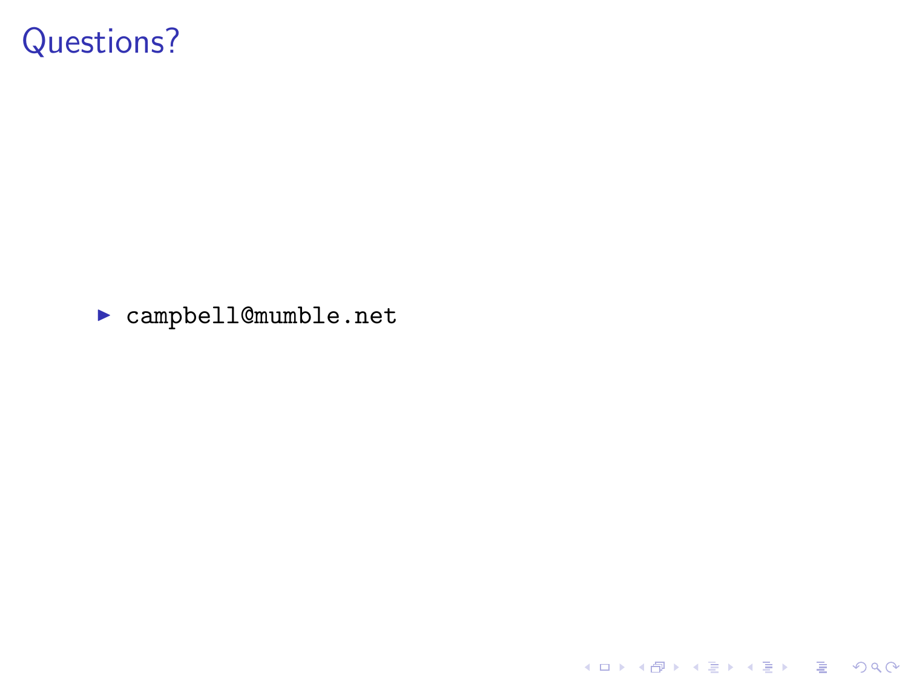# Questions?

- `campbell@mumble.net`